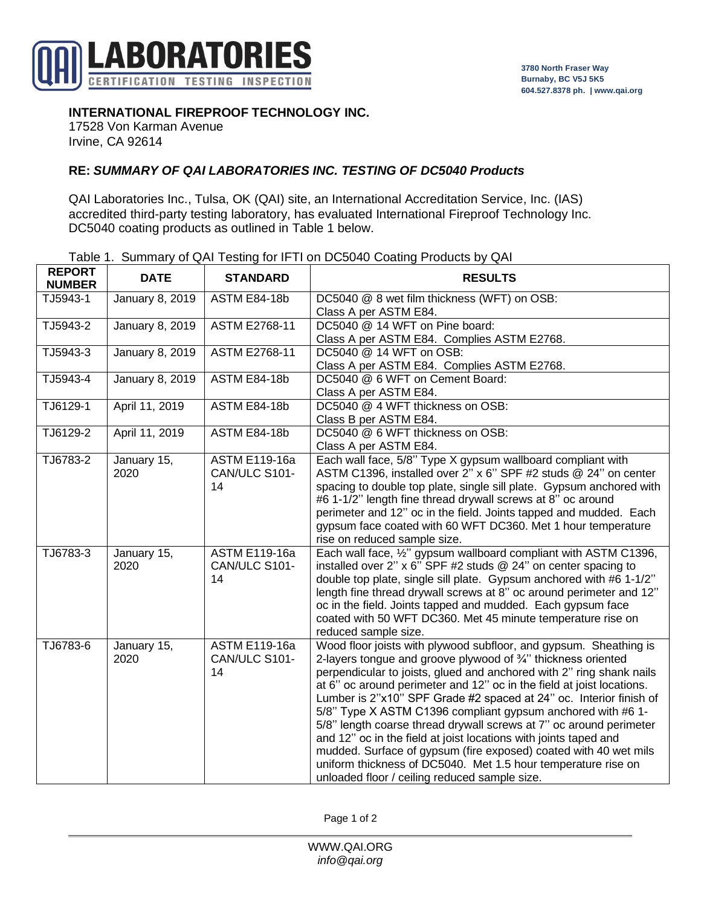QAI LABORATORIES
CERTIFICATION TESTING INSPECTION

3780 North Fraser Way
Burnaby, BC V5J 5K5
604.527.8378 ph. | www.qai.org

**INTERNATIONAL FIREPROOF TECHNOLOGY INC.**
17528 Von Karman Avenue
Irvine, CA 92614

**RE: *SUMMARY OF QAI LABORATORIES INC. TESTING OF DC5040 Products***

QAI Laboratories Inc., Tulsa, OK (QAI) site, an International Accreditation Service, Inc. (IAS) accredited third-party testing laboratory, has evaluated International Fireproof Technology Inc. DC5040 coating products as outlined in Table 1 below.

Table 1. Summary of QAI Testing for IFTI on DC5040 Coating Products by QAI

| REPORT NUMBER | DATE | STANDARD | RESULTS |
|---|---|---|---|
| TJ5943-1 | January 8, 2019 | ASTM E84-18b | DC5040 @ 8 wet film thickness (WFT) on OSB: Class A per ASTM E84. |
| TJ5943-2 | January 8, 2019 | ASTM E2768-11 | DC5040 @ 14 WFT on Pine board: Class A per ASTM E84. Complies ASTM E2768. |
| TJ5943-3 | January 8, 2019 | ASTM E2768-11 | DC5040 @ 14 WFT on OSB: Class A per ASTM E84. Complies ASTM E2768. |
| TJ5943-4 | January 8, 2019 | ASTM E84-18b | DC5040 @ 6 WFT on Cement Board: Class A per ASTM E84. |
| TJ6129-1 | April 11, 2019 | ASTM E84-18b | DC5040 @ 4 WFT thickness on OSB: Class B per ASTM E84. |
| TJ6129-2 | April 11, 2019 | ASTM E84-18b | DC5040 @ 6 WFT thickness on OSB: Class A per ASTM E84. |
| TJ6783-2 | January 15, 2020 | ASTM E119-16a CAN/ULC S101-14 | Each wall face, 5/8'' Type X gypsum wallboard compliant with ASTM C1396, installed over 2'' x 6'' SPF #2 studs @ 24'' on center spacing to double top plate, single sill plate. Gypsum anchored with #6 1-1/2'' length fine thread drywall screws at 8'' oc around perimeter and 12'' oc in the field. Joints tapped and mudded. Each gypsum face coated with 60 WFT DC360. Met 1 hour temperature rise on reduced sample size. |
| TJ6783-3 | January 15, 2020 | ASTM E119-16a CAN/ULC S101-14 | Each wall face, ½'' gypsum wallboard compliant with ASTM C1396, installed over 2'' x 6'' SPF #2 studs @ 24'' on center spacing to double top plate, single sill plate. Gypsum anchored with #6 1-1/2'' length fine thread drywall screws at 8'' oc around perimeter and 12'' oc in the field. Joints tapped and mudded. Each gypsum face coated with 50 WFT DC360. Met 45 minute temperature rise on reduced sample size. |
| TJ6783-6 | January 15, 2020 | ASTM E119-16a CAN/ULC S101-14 | Wood floor joists with plywood subfloor, and gypsum. Sheathing is 2-layers tongue and groove plywood of ¾'' thickness oriented perpendicular to joists, glued and anchored with 2'' ring shank nails at 6'' oc around perimeter and 12'' oc in the field at joist locations. Lumber is 2''x10'' SPF Grade #2 spaced at 24'' oc. Interior finish of 5/8'' Type X ASTM C1396 compliant gypsum anchored with #6 1-5/8'' length coarse thread drywall screws at 7'' oc around perimeter and 12'' oc in the field at joist locations with joints taped and mudded. Surface of gypsum (fire exposed) coated with 40 wet mils uniform thickness of DC5040. Met 1.5 hour temperature rise on unloaded floor / ceiling reduced sample size. |

WWW.QAI.ORG
*info@qai.org*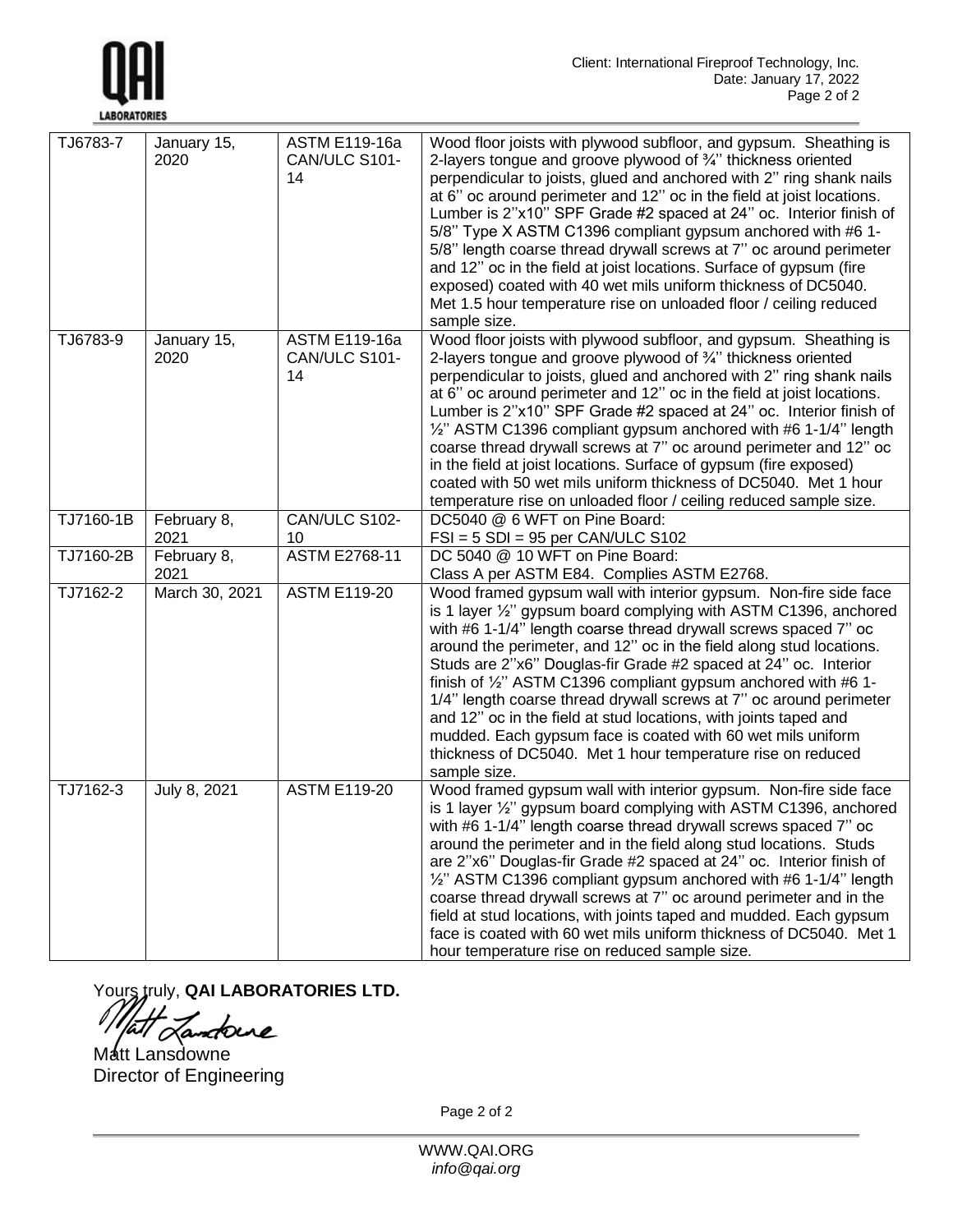| | | | |
|---|---|---|---|
| TJ6783-7 | January 15, 2020 | ASTM E119-16a CAN/ULC S101-14 | Wood floor joists with plywood subfloor, and gypsum. Sheathing is 2-layers tongue and groove plywood of ¾'' thickness oriented perpendicular to joists, glued and anchored with 2'' ring shank nails at 6'' oc around perimeter and 12'' oc in the field at joist locations. Lumber is 2''x10'' SPF Grade #2 spaced at 24'' oc. Interior finish of 5/8'' Type X ASTM C1396 compliant gypsum anchored with #6 1-5/8'' length coarse thread drywall screws at 7'' oc around perimeter and 12'' oc in the field at joist locations. Surface of gypsum (fire exposed) coated with 40 wet mils uniform thickness of DC5040. Met 1.5 hour temperature rise on unloaded floor / ceiling reduced sample size. |
| TJ6783-9 | January 15, 2020 | ASTM E119-16a CAN/ULC S101-14 | Wood floor joists with plywood subfloor, and gypsum. Sheathing is 2-layers tongue and groove plywood of ¾'' thickness oriented perpendicular to joists, glued and anchored with 2'' ring shank nails at 6'' oc around perimeter and 12'' oc in the field at joist locations. Lumber is 2''x10'' SPF Grade #2 spaced at 24'' oc. Interior finish of ½'' ASTM C1396 compliant gypsum anchored with #6 1-1/4'' length coarse thread drywall screws at 7'' oc around perimeter and 12'' oc in the field at joist locations. Surface of gypsum (fire exposed) coated with 50 wet mils uniform thickness of DC5040. Met 1 hour temperature rise on unloaded floor / ceiling reduced sample size. |
| TJ7160-1B | February 8, 2021 | CAN/ULC S102-10 | DC5040 @ 6 WFT on Pine Board: FSI = 5 SDI = 95 per CAN/ULC S102 |
| TJ7160-2B | February 8, 2021 | ASTM E2768-11 | DC 5040 @ 10 WFT on Pine Board: Class A per ASTM E84. Complies ASTM E2768. |
| TJ7162-2 | March 30, 2021 | ASTM E119-20 | Wood framed gypsum wall with interior gypsum. Non-fire side face is 1 layer ½'' gypsum board complying with ASTM C1396, anchored with #6 1-1/4'' length coarse thread drywall screws spaced 7'' oc around the perimeter, and 12'' oc in the field along stud locations. Studs are 2''x6'' Douglas-fir Grade #2 spaced at 24'' oc. Interior finish of ½'' ASTM C1396 compliant gypsum anchored with #6 1-1/4'' length coarse thread drywall screws at 7'' oc around perimeter and 12'' oc in the field at stud locations, with joints taped and mudded. Each gypsum face is coated with 60 wet mils uniform thickness of DC5040. Met 1 hour temperature rise on reduced sample size. |
| TJ7162-3 | July 8, 2021 | ASTM E119-20 | Wood framed gypsum wall with interior gypsum. Non-fire side face is 1 layer ½'' gypsum board complying with ASTM C1396, anchored with #6 1-1/4'' length coarse thread drywall screws spaced 7'' oc around the perimeter and in the field along stud locations. Studs are 2''x6'' Douglas-fir Grade #2 spaced at 24'' oc. Interior finish of ½'' ASTM C1396 compliant gypsum anchored with #6 1-1/4'' length coarse thread drywall screws at 7'' oc around perimeter and in the field at stud locations, with joints taped and mudded. Each gypsum face is coated with 60 wet mils uniform thickness of DC5040. Met 1 hour temperature rise on reduced sample size. |

Yours truly, **QAI LABORATORIES LTD.**

Matt Lansdowne
Director of Engineering

WWW.QAI.ORG
*info@qai.org*